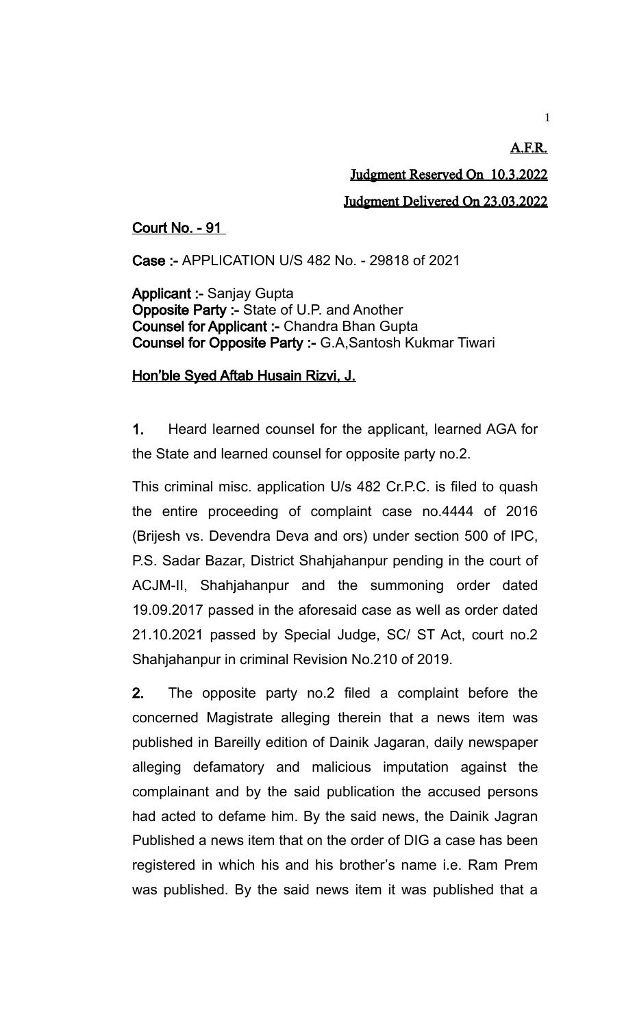**A.F.R.**

**Judgment Reserved On 10.3.2022**

**Judgment Delivered On 23.03.2022**

**Court No. - 91**

**Case :-** APPLICATION U/S 482 No. - 29818 of 2021

**Applicant :-** Sanjay Gupta
**Opposite Party :-** State of U.P. and Another
**Counsel for Applicant :-** Chandra Bhan Gupta
**Counsel for Opposite Party :-** G.A,Santosh Kukmar Tiwari

**Hon'ble Syed Aftab Husain Rizvi, J.**

**1.** Heard learned counsel for the applicant, learned AGA for the State and learned counsel for opposite party no.2.

This criminal misc. application U/s 482 Cr.P.C. is filed to quash the entire proceeding of complaint case no.4444 of 2016 (Brijesh vs. Devendra Deva and ors) under section 500 of IPC, P.S. Sadar Bazar, District Shahjahanpur pending in the court of ACJM-II, Shahjahanpur and the summoning order dated 19.09.2017 passed in the aforesaid case as well as order dated 21.10.2021 passed by Special Judge, SC/ ST Act, court no.2 Shahjahanpur in criminal Revision No.210 of 2019.

**2.** The opposite party no.2 filed a complaint before the concerned Magistrate alleging therein that a news item was published in Bareilly edition of Dainik Jagaran, daily newspaper alleging defamatory and malicious imputation against the complainant and by the said publication the accused persons had acted to defame him. By the said news, the Dainik Jagran Published a news item that on the order of DIG a case has been registered in which his and his brother's name i.e. Ram Prem was published. By the said news item it was published that a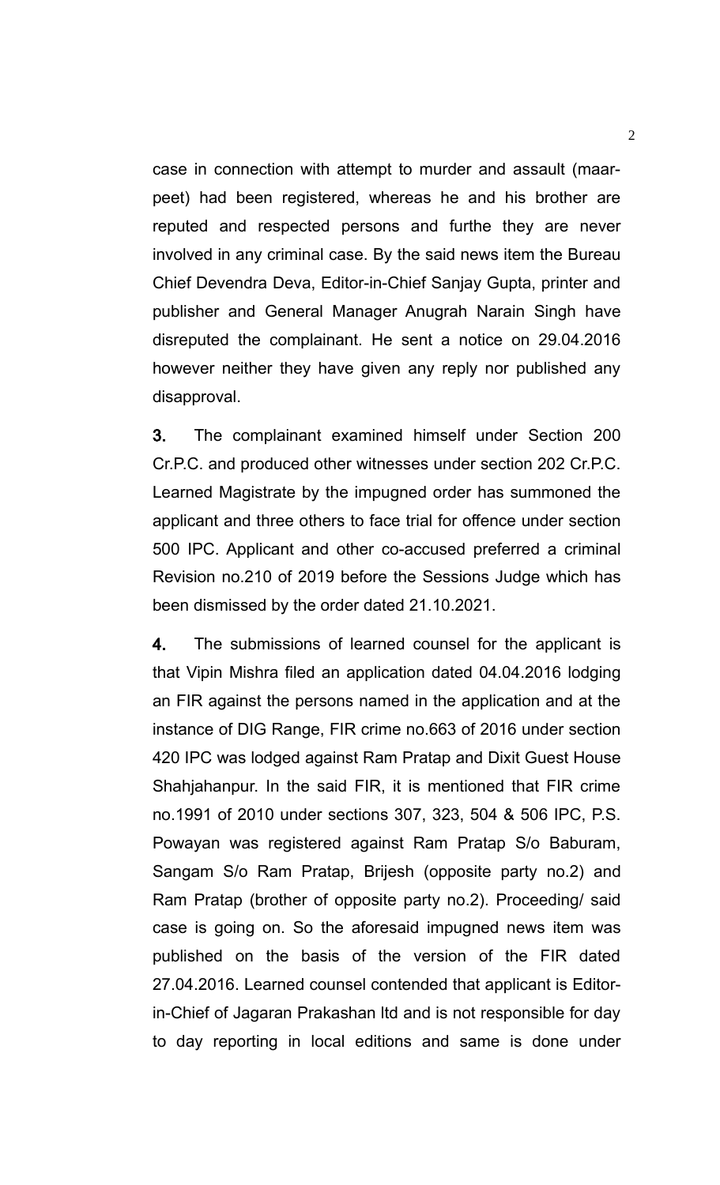case in connection with attempt to murder and assault (maar-peet) had been registered, whereas he and his brother are reputed and respected persons and furthe they are never involved in any criminal case. By the said news item the Bureau Chief Devendra Deva, Editor-in-Chief Sanjay Gupta, printer and publisher and General Manager Anugrah Narain Singh have disreputed the complainant. He sent a notice on 29.04.2016 however neither they have given any reply nor published any disapproval.

**3.** The complainant examined himself under Section 200 Cr.P.C. and produced other witnesses under section 202 Cr.P.C. Learned Magistrate by the impugned order has summoned the applicant and three others to face trial for offence under section 500 IPC. Applicant and other co-accused preferred a criminal Revision no.210 of 2019 before the Sessions Judge which has been dismissed by the order dated 21.10.2021.

**4.** The submissions of learned counsel for the applicant is that Vipin Mishra filed an application dated 04.04.2016 lodging an FIR against the persons named in the application and at the instance of DIG Range, FIR crime no.663 of 2016 under section 420 IPC was lodged against Ram Pratap and Dixit Guest House Shahjahanpur. In the said FIR, it is mentioned that FIR crime no.1991 of 2010 under sections 307, 323, 504 & 506 IPC, P.S. Powayan was registered against Ram Pratap S/o Baburam, Sangam S/o Ram Pratap, Brijesh (opposite party no.2) and Ram Pratap (brother of opposite party no.2). Proceeding/ said case is going on. So the aforesaid impugned news item was published on the basis of the version of the FIR dated 27.04.2016. Learned counsel contended that applicant is Editor-in-Chief of Jagaran Prakashan ltd and is not responsible for day to day reporting in local editions and same is done under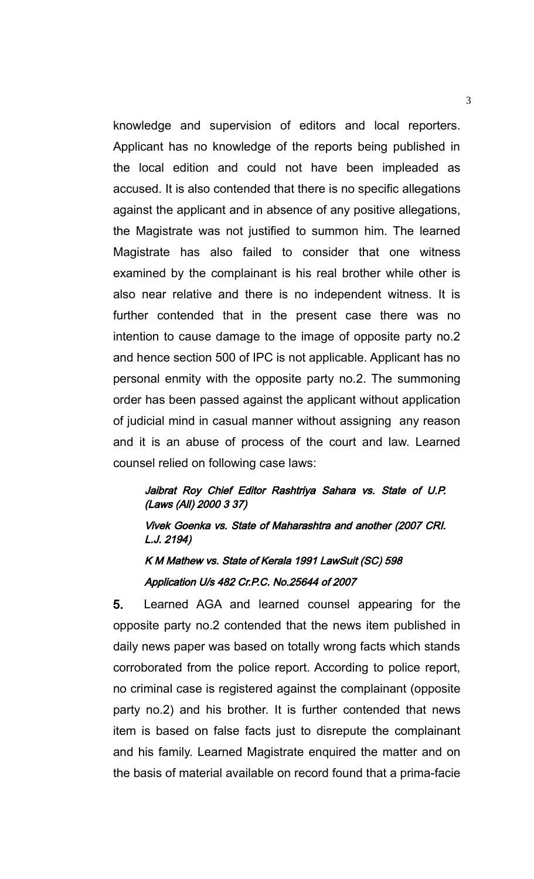knowledge and supervision of editors and local reporters. Applicant has no knowledge of the reports being published in the local edition and could not have been impleaded as accused. It is also contended that there is no specific allegations against the applicant and in absence of any positive allegations, the Magistrate was not justified to summon him. The learned Magistrate has also failed to consider that one witness examined by the complainant is his real brother while other is also near relative and there is no independent witness. It is further contended that in the present case there was no intention to cause damage to the image of opposite party no.2 and hence section 500 of IPC is not applicable. Applicant has no personal enmity with the opposite party no.2. The summoning order has been passed against the applicant without application of judicial mind in casual manner without assigning any reason and it is an abuse of process of the court and law. Learned counsel relied on following case laws:

> *Jaibrat Roy Chief Editor Rashtriya Sahara vs. State of U.P. (Laws (All) 2000 3 37)*
>
> *Vivek Goenka vs. State of Maharashtra and another (2007 CRI. L.J. 2194)*
>
> *K M Mathew vs. State of Kerala 1991 LawSuit (SC) 598*
>
> *Application U/s 482 Cr.P.C. No.25644 of 2007*

**5.** Learned AGA and learned counsel appearing for the opposite party no.2 contended that the news item published in daily news paper was based on totally wrong facts which stands corroborated from the police report. According to police report, no criminal case is registered against the complainant (opposite party no.2) and his brother. It is further contended that news item is based on false facts just to disrepute the complainant and his family. Learned Magistrate enquired the matter and on the basis of material available on record found that a prima-facie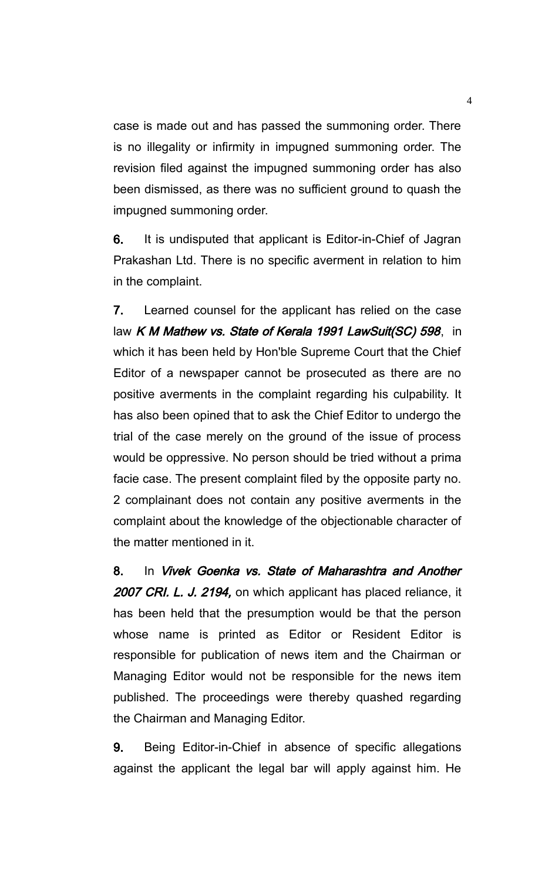case is made out and has passed the summoning order. There is no illegality or infirmity in impugned summoning order. The revision filed against the impugned summoning order has also been dismissed, as there was no sufficient ground to quash the impugned summoning order.

**6.** It is undisputed that applicant is Editor-in-Chief of Jagran Prakashan Ltd. There is no specific averment in relation to him in the complaint.

**7.** Learned counsel for the applicant has relied on the case law ***K M Mathew vs. State of Kerala 1991 LawSuit(SC) 598***, in which it has been held by Hon'ble Supreme Court that the Chief Editor of a newspaper cannot be prosecuted as there are no positive averments in the complaint regarding his culpability. It has also been opined that to ask the Chief Editor to undergo the trial of the case merely on the ground of the issue of process would be oppressive. No person should be tried without a prima facie case. The present complaint filed by the opposite party no. 2 complainant does not contain any positive averments in the complaint about the knowledge of the objectionable character of the matter mentioned in it.

**8.** In ***Vivek Goenka vs. State of Maharashtra and Another 2007 CRI. L. J. 2194,*** on which applicant has placed reliance, it has been held that the presumption would be that the person whose name is printed as Editor or Resident Editor is responsible for publication of news item and the Chairman or Managing Editor would not be responsible for the news item published. The proceedings were thereby quashed regarding the Chairman and Managing Editor.

**9.** Being Editor-in-Chief in absence of specific allegations against the applicant the legal bar will apply against him. He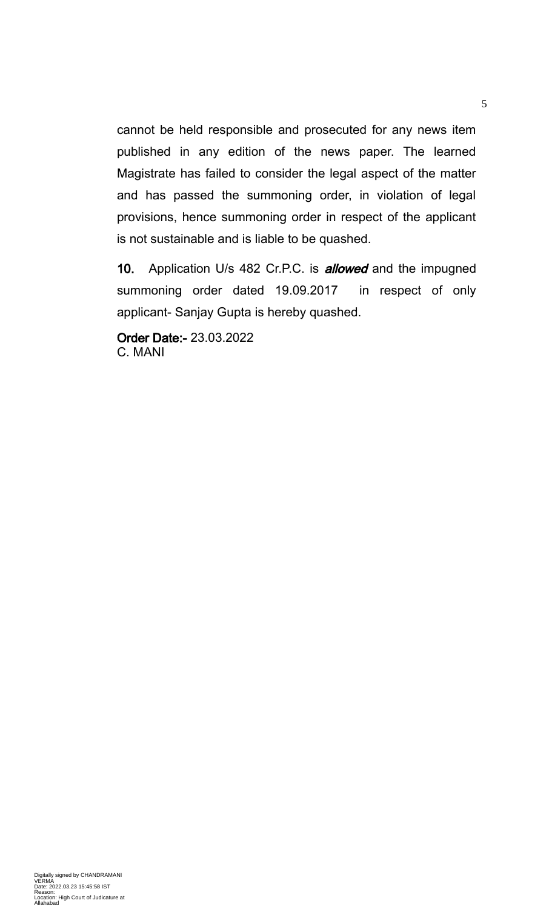cannot be held responsible and prosecuted for any news item published in any edition of the news paper. The learned Magistrate has failed to consider the legal aspect of the matter and has passed the summoning order, in violation of legal provisions, hence summoning order in respect of the applicant is not sustainable and is liable to be quashed.

**10.** Application U/s 482 Cr.P.C. is ***allowed*** and the impugned summoning order dated 19.09.2017 in respect of only applicant- Sanjay Gupta is hereby quashed.

**Order Date:-** 23.03.2022
C. MANI

Digitally signed by CHANDRAMANI VERMA
Date: 2022.03.23 15:45:58 IST
Reason:
Location: High Court of Judicature at Allahabad